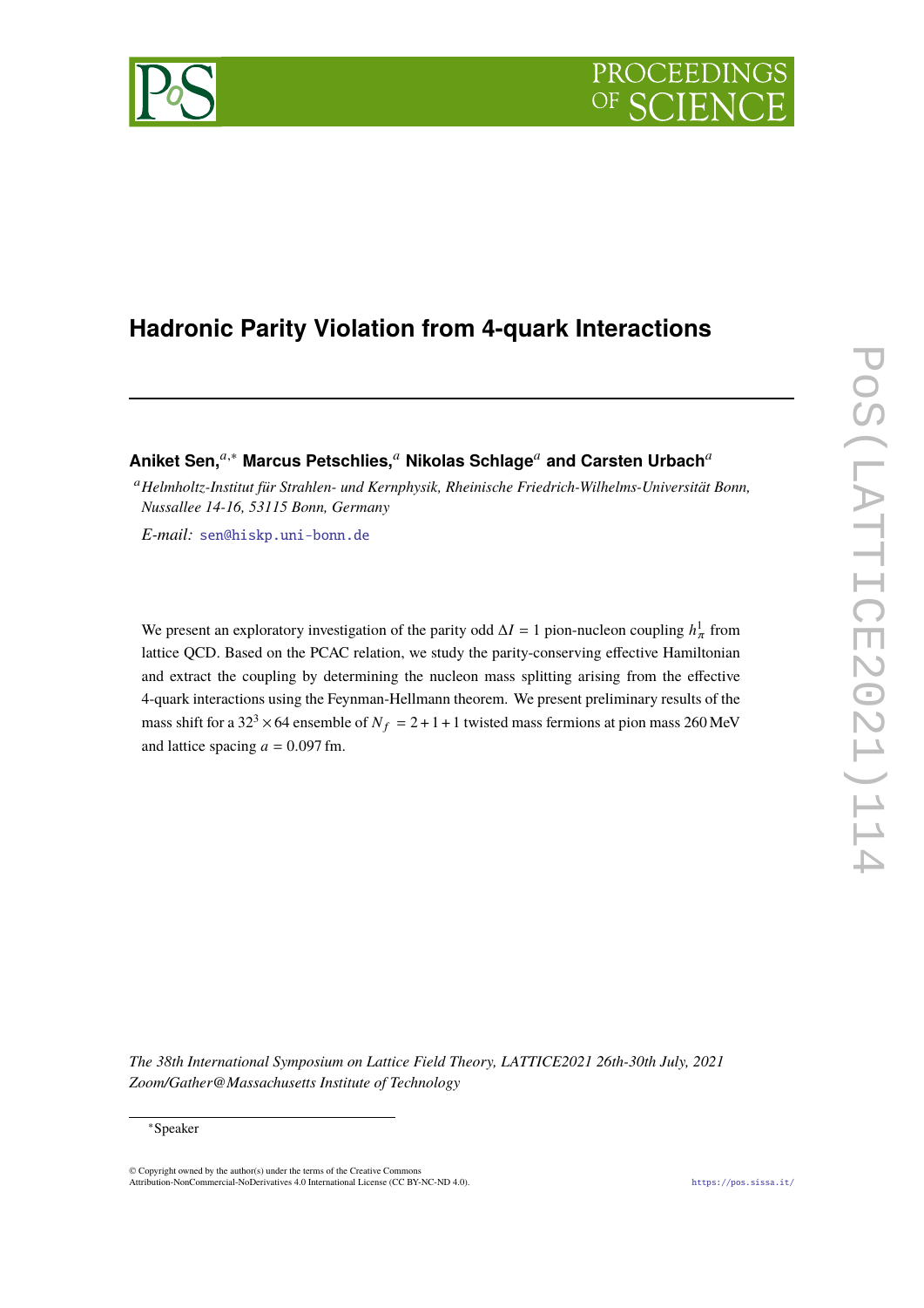# Hadronic Parity Violation from 4-quark Interactions

**Aniket Sen,[a,*] Marcus Petschlies,[a] Nikolas Schlage[a] and Carsten Urbach[a]**

[a] *Helmholtz-Institut für Strahlen- und Kernphysik, Rheinische Friedrich-Wilhelms-Universität Bonn, Nussallee 14-16, 53115 Bonn, Germany*

*E-mail:* sen@hiskp.uni-bonn.de

We present an exploratory investigation of the parity odd $\Delta I = 1$ pion-nucleon coupling $h_\pi^1$ from lattice QCD. Based on the PCAC relation, we study the parity-conserving effective Hamiltonian and extract the coupling by determining the nucleon mass splitting arising from the effective 4-quark interactions using the Feynman-Hellmann theorem. We present preliminary results of the mass shift for a $32^3 \times 64$ ensemble of $N_f = 2 + 1 + 1$ twisted mass fermions at pion mass 260 MeV and lattice spacing $a = 0.097$ fm.

*The 38th International Symposium on Lattice Field Theory, LATTICE2021 26th-30th July, 2021 Zoom/Gather@Massachusetts Institute of Technology*

[*] Speaker

© Copyright owned by the author(s) under the terms of the Creative Commons Attribution-NonCommercial-NoDerivatives 4.0 International License (CC BY-NC-ND 4.0).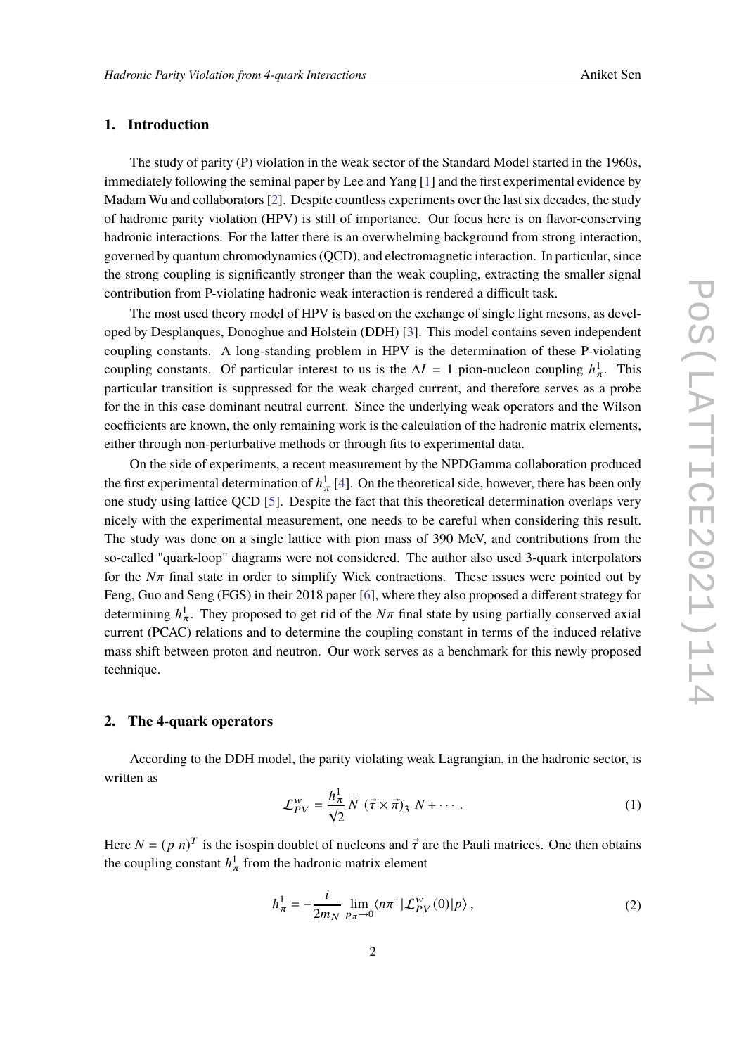## 1. Introduction

The study of parity (P) violation in the weak sector of the Standard Model started in the 1960s, immediately following the seminal paper by Lee and Yang [1] and the first experimental evidence by Madam Wu and collaborators [2]. Despite countless experiments over the last six decades, the study of hadronic parity violation (HPV) is still of importance. Our focus here is on flavor-conserving hadronic interactions. For the latter there is an overwhelming background from strong interaction, governed by quantum chromodynamics (QCD), and electromagnetic interaction. In particular, since the strong coupling is significantly stronger than the weak coupling, extracting the smaller signal contribution from P-violating hadronic weak interaction is rendered a difficult task.

The most used theory model of HPV is based on the exchange of single light mesons, as developed by Desplanques, Donoghue and Holstein (DDH) [3]. This model contains seven independent coupling constants. A long-standing problem in HPV is the determination of these P-violating coupling constants. Of particular interest to us is the $\Delta I = 1$ pion-nucleon coupling $h_\pi^1$. This particular transition is suppressed for the weak charged current, and therefore serves as a probe for the in this case dominant neutral current. Since the underlying weak operators and the Wilson coefficients are known, the only remaining work is the calculation of the hadronic matrix elements, either through non-perturbative methods or through fits to experimental data.

On the side of experiments, a recent measurement by the NPDGamma collaboration produced the first experimental determination of $h_\pi^1$ [4]. On the theoretical side, however, there has been only one study using lattice QCD [5]. Despite the fact that this theoretical determination overlaps very nicely with the experimental measurement, one needs to be careful when considering this result. The study was done on a single lattice with pion mass of 390 MeV, and contributions from the so-called "quark-loop" diagrams were not considered. The author also used 3-quark interpolators for the $N\pi$ final state in order to simplify Wick contractions. These issues were pointed out by Feng, Guo and Seng (FGS) in their 2018 paper [6], where they also proposed a different strategy for determining $h_\pi^1$. They proposed to get rid of the $N\pi$ final state by using partially conserved axial current (PCAC) relations and to determine the coupling constant in terms of the induced relative mass shift between proton and neutron. Our work serves as a benchmark for this newly proposed technique.

## 2. The 4-quark operators

According to the DDH model, the parity violating weak Lagrangian, in the hadronic sector, is written as

$$\mathcal{L}_{PV}^w = \frac{h_\pi^1}{\sqrt{2}} \bar{N}\ (\vec{\tau} \times \vec{\pi})_3\ N + \cdots \,. \tag{1}$$

Here $N = (p\ n)^T$ is the isospin doublet of nucleons and $\vec{\tau}$ are the Pauli matrices. One then obtains the coupling constant $h_\pi^1$ from the hadronic matrix element

$$h_\pi^1 = -\frac{i}{2m_N} \lim_{p_\pi \to 0} \langle n\pi^+ | \mathcal{L}_{PV}^w(0) | p \rangle \,, \tag{2}$$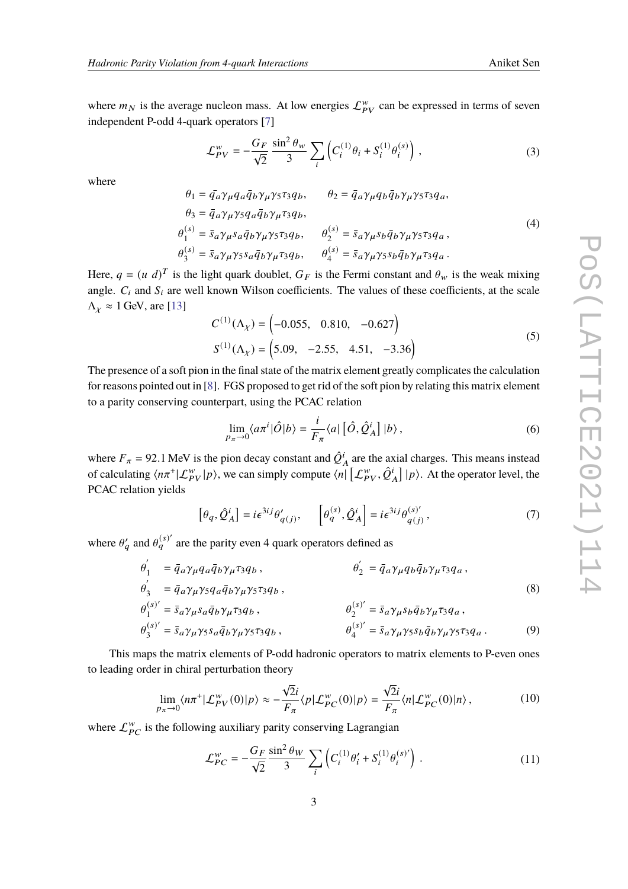where $m_N$ is the average nucleon mass. At low energies $\mathcal{L}^w_{PV}$ can be expressed in terms of seven independent P-odd 4-quark operators [7]

$$\mathcal{L}^w_{PV} = -\frac{G_F}{\sqrt{2}}\frac{\sin^2\theta_w}{3}\sum_i\left(C_i^{(1)}\theta_i + S_i^{(1)}\theta_i^{(s)}\right), \tag{3}$$

where

$$\begin{aligned}
\theta_1 &= \bar{q}_a\gamma_\mu q_a \bar{q}_b\gamma_\mu\gamma_5\tau_3 q_b, \qquad \theta_2 = \bar{q}_a\gamma_\mu q_b \bar{q}_b\gamma_\mu\gamma_5\tau_3 q_a, \\
\theta_3 &= \bar{q}_a\gamma_\mu\gamma_5 q_a \bar{q}_b\gamma_\mu\tau_3 q_b, \\
\theta_1^{(s)} &= \bar{s}_a\gamma_\mu s_a \bar{q}_b\gamma_\mu\gamma_5\tau_3 q_b, \qquad \theta_2^{(s)} = \bar{s}_a\gamma_\mu s_b \bar{q}_b\gamma_\mu\gamma_5\tau_3 q_a, \\
\theta_3^{(s)} &= \bar{s}_a\gamma_\mu\gamma_5 s_a \bar{q}_b\gamma_\mu\tau_3 q_b, \qquad \theta_4^{(s)} = \bar{s}_a\gamma_\mu\gamma_5 s_b \bar{q}_b\gamma_\mu\tau_3 q_a.
\end{aligned} \tag{4}$$

Here, $q = (u\ d)^T$ is the light quark doublet, $G_F$ is the Fermi constant and $\theta_w$ is the weak mixing angle. $C_i$ and $S_i$ are well known Wilson coefficients. The values of these coefficients, at the scale $\Lambda_\chi \approx 1$ GeV, are [13]

$$\begin{aligned}
C^{(1)}(\Lambda_\chi) &= \begin{pmatrix}-0.055, & 0.810, & -0.627\end{pmatrix} \\
S^{(1)}(\Lambda_\chi) &= \begin{pmatrix}5.09, & -2.55, & 4.51, & -3.36\end{pmatrix}
\end{aligned} \tag{5}$$

The presence of a soft pion in the final state of the matrix element greatly complicates the calculation for reasons pointed out in [8]. FGS proposed to get rid of the soft pion by relating this matrix element to a parity conserving counterpart, using the PCAC relation

$$\lim_{p_\pi\to 0}\langle a\pi^i|\hat{O}|b\rangle = \frac{i}{F_\pi}\langle a|\left[\hat{O},\hat{\mathcal{Q}}^i_A\right]|b\rangle, \tag{6}$$

where $F_\pi = 92.1$ MeV is the pion decay constant and $\hat{\mathcal{Q}}^i_A$ are the axial charges. This means instead of calculating $\langle n\pi^+|\mathcal{L}^w_{PV}|p\rangle$, we can simply compute $\langle n|\left[\mathcal{L}^w_{PV},\hat{\mathcal{Q}}^i_A\right]|p\rangle$. At the operator level, the PCAC relation yields

$$\left[\theta_q,\hat{\mathcal{Q}}^i_A\right] = i\epsilon^{3ij}\theta'_{q(j)}, \qquad \left[\theta_q^{(s)},\hat{\mathcal{Q}}^i_A\right] = i\epsilon^{3ij}\theta^{(s)'}_{q(j)}, \tag{7}$$

where $\theta'_q$ and $\theta_q^{(s)'}$ are the parity even 4 quark operators defined as

$$\begin{aligned}
\theta_1' &= \bar{q}_a\gamma_\mu q_a \bar{q}_b\gamma_\mu\tau_3 q_b, \qquad &\theta_2' &= \bar{q}_a\gamma_\mu q_b \bar{q}_b\gamma_\mu\tau_3 q_a, \\
\theta_3' &= \bar{q}_a\gamma_\mu\gamma_5 q_a \bar{q}_b\gamma_\mu\gamma_5\tau_3 q_b,
\end{aligned} \tag{8}$$

$$\begin{aligned}
\theta_1^{(s)'} &= \bar{s}_a\gamma_\mu s_a \bar{q}_b\gamma_\mu\tau_3 q_b, \qquad &\theta_2^{(s)'} &= \bar{s}_a\gamma_\mu s_b \bar{q}_b\gamma_\mu\tau_3 q_a, \\
\theta_3^{(s)'} &= \bar{s}_a\gamma_\mu\gamma_5 s_a \bar{q}_b\gamma_\mu\gamma_5\tau_3 q_b, \qquad &\theta_4^{(s)'} &= \bar{s}_a\gamma_\mu\gamma_5 s_b \bar{q}_b\gamma_\mu\gamma_5\tau_3 q_a.
\end{aligned} \tag{9}$$

This maps the matrix elements of P-odd hadronic operators to matrix elements to P-even ones to leading order in chiral perturbation theory

$$\lim_{p_\pi\to 0}\langle n\pi^+|\mathcal{L}^w_{PV}(0)|p\rangle \approx -\frac{\sqrt{2}i}{F_\pi}\langle p|\mathcal{L}^w_{PC}(0)|p\rangle = \frac{\sqrt{2}i}{F_\pi}\langle n|\mathcal{L}^w_{PC}(0)|n\rangle, \tag{10}$$

where $\mathcal{L}^w_{PC}$ is the following auxiliary parity conserving Lagrangian

$$\mathcal{L}^w_{PC} = -\frac{G_F}{\sqrt{2}}\frac{\sin^2\theta_W}{3}\sum_i\left(C_i^{(1)}\theta_i' + S_i^{(1)}\theta_i^{(s)'}\right). \tag{11}$$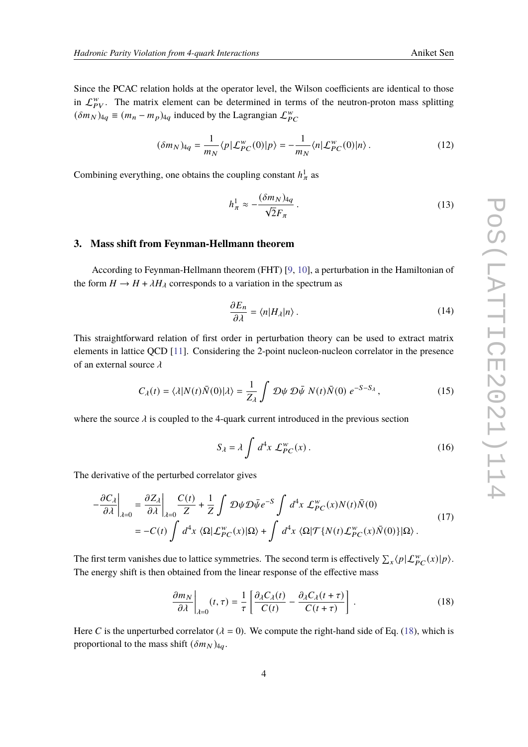Since the PCAC relation holds at the operator level, the Wilson coefficients are identical to those in $\mathcal{L}^w_{PV}$. The matrix element can be determined in terms of the neutron-proton mass splitting $(\delta m_N)_{4q} \equiv (m_n - m_p)_{4q}$ induced by the Lagrangian $\mathcal{L}^w_{PC}$

$$(\delta m_N)_{4q} = \frac{1}{m_N}\langle p|\mathcal{L}^w_{PC}(0)|p\rangle = -\frac{1}{m_N}\langle n|\mathcal{L}^w_{PC}(0)|n\rangle \,. \tag{12}$$

Combining everything, one obtains the coupling constant $h^1_\pi$ as

$$h^1_\pi \approx -\frac{(\delta m_N)_{4q}}{\sqrt{2}F_\pi}\,. \tag{13}$$

## 3. Mass shift from Feynman-Hellmann theorem

According to Feynman-Hellmann theorem (FHT) [9, 10], a perturbation in the Hamiltonian of the form $H \longrightarrow H + \lambda H_\lambda$ corresponds to a variation in the spectrum as

$$\frac{\partial E_n}{\partial \lambda} = \langle n|H_\lambda|n\rangle \,. \tag{14}$$

This straightforward relation of first order in perturbation theory can be used to extract matrix elements in lattice QCD [11]. Considering the 2-point nucleon-nucleon correlator in the presence of an external source $\lambda$

$$C_\lambda(t) = \langle \lambda|N(t)\bar{N}(0)|\lambda\rangle = \frac{1}{Z_\lambda}\int \mathcal{D}\psi\, \mathcal{D}\bar{\psi}\; N(t)\bar{N}(0)\; e^{-S-S_\lambda}\,, \tag{15}$$

where the source $\lambda$ is coupled to the 4-quark current introduced in the previous section

$$S_\lambda = \lambda \int d^4x\; \mathcal{L}^w_{PC}(x)\,. \tag{16}$$

The derivative of the perturbed correlator gives

$$\begin{aligned}
-\frac{\partial C_\lambda}{\partial \lambda}\bigg|_{\lambda=0} &= \frac{\partial Z_\lambda}{\partial \lambda}\bigg|_{\lambda=0}\frac{C(t)}{Z} + \frac{1}{Z}\int \mathcal{D}\psi \mathcal{D}\bar{\psi} e^{-S}\int d^4x\; \mathcal{L}^w_{PC}(x)N(t)\bar{N}(0) \\
&= -C(t)\int d^4x\; \langle\Omega|\mathcal{L}^w_{PC}(x)|\Omega\rangle + \int d^4x\; \langle\Omega|\mathcal{T}\{N(t)\mathcal{L}^w_{PC}(x)\bar{N}(0)\}|\Omega\rangle\,.
\end{aligned} \tag{17}$$

The first term vanishes due to lattice symmetries. The second term is effectively $\sum_x \langle p|\mathcal{L}^w_{PC}(x)|p\rangle$. The energy shift is then obtained from the linear response of the effective mass

$$\frac{\partial m_N}{\partial \lambda}\bigg|_{\lambda=0}(t,\tau) = \frac{1}{\tau}\left[\frac{\partial_\lambda C_\lambda(t)}{C(t)} - \frac{\partial_\lambda C_\lambda(t+\tau)}{C(t+\tau)}\right]\,. \tag{18}$$

Here $C$ is the unperturbed correlator ($\lambda = 0$). We compute the right-hand side of Eq. (18), which is proportional to the mass shift $(\delta m_N)_{4q}$.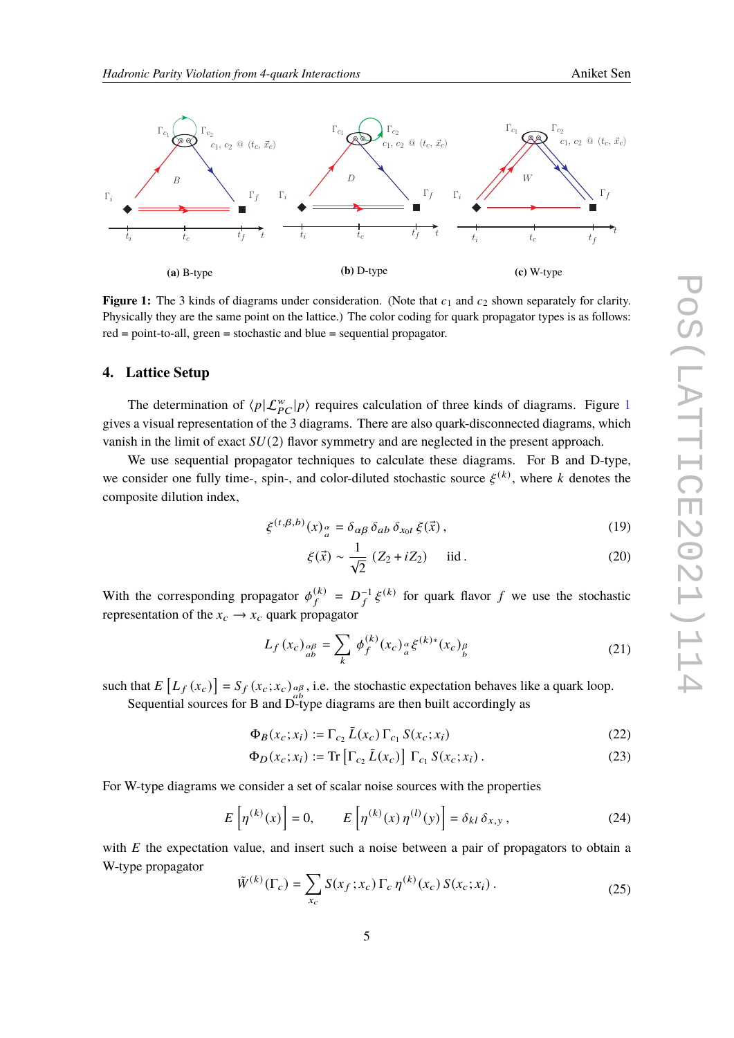(a) B-type

(b) D-type

(c) W-type

**Figure 1:** The 3 kinds of diagrams under consideration. (Note that $c_1$ and $c_2$ shown separately for clarity. Physically they are the same point on the lattice.) The color coding for quark propagator types is as follows: red = point-to-all, green = stochastic and blue = sequential propagator.

## 4. Lattice Setup

The determination of $\langle p|\mathcal{L}^w_{PC}|p\rangle$ requires calculation of three kinds of diagrams. Figure 1 gives a visual representation of the 3 diagrams. There are also quark-disconnected diagrams, which vanish in the limit of exact $SU(2)$ flavor symmetry and are neglected in the present approach.

We use sequential propagator techniques to calculate these diagrams. For B and D-type, we consider one fully time-, spin-, and color-diluted stochastic source $\xi^{(k)}$, where $k$ denotes the composite dilution index,

$$\xi^{(t,\beta,b)}(x)_{\substack{\alpha\\a}} = \delta_{\alpha\beta}\,\delta_{ab}\,\delta_{x_0 t}\,\xi(\vec{x})\,, \tag{19}$$

$$\xi(\vec{x}) \sim \frac{1}{\sqrt{2}}\,(Z_2 + iZ_2) \qquad \text{iid}\,. \tag{20}$$

With the corresponding propagator $\phi_f^{(k)} = D_f^{-1}\,\xi^{(k)}$ for quark flavor $f$ we use the stochastic representation of the $x_c \to x_c$ quark propagator

$$L_f\,(x_c)_{\substack{\alpha\beta\\ab}} = \sum_k \phi_f^{(k)}(x_c)_{\substack{\alpha\\a}}\,\xi^{(k)*}(x_c)_{\substack{\beta\\b}} \tag{21}$$

such that $E\left[L_f\,(x_c)\right] = S_f\,(x_c;x_c)_{\substack{\alpha\beta\\ab}}$, i.e. the stochastic expectation behaves like a quark loop.

Sequential sources for B and D-type diagrams are then built accordingly as

$$\Phi_B(x_c;x_i) := \Gamma_{c_2}\,\bar{L}(x_c)\,\Gamma_{c_1}\,S(x_c;x_i) \tag{22}$$

$$\Phi_D(x_c;x_i) := \mathrm{Tr}\left[\Gamma_{c_2}\,\bar{L}(x_c)\right]\,\Gamma_{c_1}\,S(x_c;x_i)\,. \tag{23}$$

For W-type diagrams we consider a set of scalar noise sources with the properties

$$E\left[\eta^{(k)}(x)\right] = 0, \qquad E\left[\eta^{(k)}(x)\,\eta^{(l)}(y)\right] = \delta_{kl}\,\delta_{x,y}\,, \tag{24}$$

with $E$ the expectation value, and insert such a noise between a pair of propagators to obtain a W-type propagator

$$\tilde{W}^{(k)}(\Gamma_c) = \sum_{x_c} S(x_f;x_c)\,\Gamma_c\,\eta^{(k)}(x_c)\,S(x_c;x_i)\,. \tag{25}$$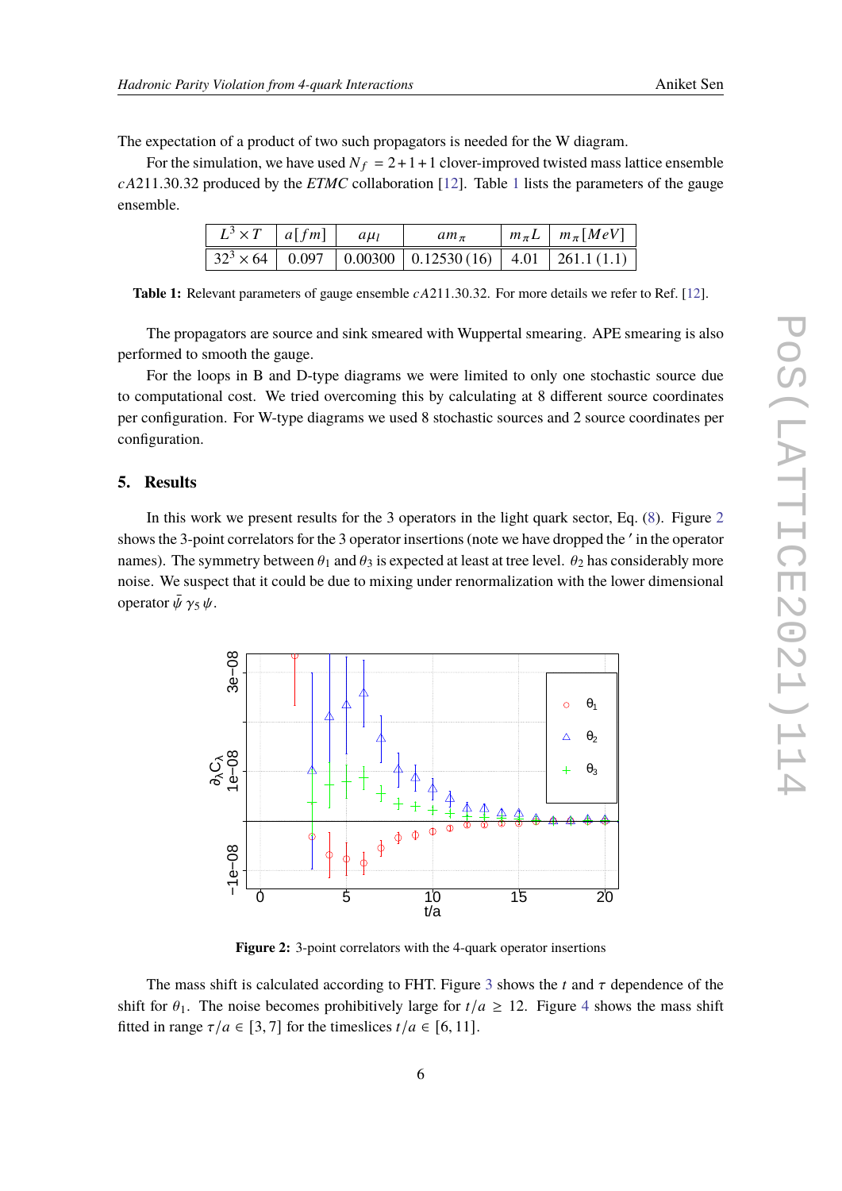The expectation of a product of two such propagators is needed for the W diagram.

For the simulation, we have used $N_f = 2+1+1$ clover-improved twisted mass lattice ensemble $cA211.30.32$ produced by the *ETMC* collaboration [12]. Table 1 lists the parameters of the gauge ensemble.

| $L^3 \times T$ | $a[fm]$ | $a\mu_l$ | $am_\pi$ | $m_\pi L$ | $m_\pi[MeV]$ |
|---|---|---|---|---|---|
| $32^3 \times 64$ | 0.097 | 0.00300 | 0.12530 (16) | 4.01 | 261.1 (1.1) |

**Table 1:** Relevant parameters of gauge ensemble $cA211.30.32$. For more details we refer to Ref. [12].

The propagators are source and sink smeared with Wuppertal smearing. APE smearing is also performed to smooth the gauge.

For the loops in B and D-type diagrams we were limited to only one stochastic source due to computational cost. We tried overcoming this by calculating at 8 different source coordinates per configuration. For W-type diagrams we used 8 stochastic sources and 2 source coordinates per configuration.

## 5. Results

In this work we present results for the 3 operators in the light quark sector, Eq. (8). Figure 2 shows the 3-point correlators for the 3 operator insertions (note we have dropped the $'$ in the operator names). The symmetry between $\theta_1$ and $\theta_3$ is expected at least at tree level. $\theta_2$ has considerably more noise. We suspect that it could be due to mixing under renormalization with the lower dimensional operator $\bar{\psi}\,\gamma_5\,\psi$.

**Figure 2:** 3-point correlators with the 4-quark operator insertions

The mass shift is calculated according to FHT. Figure 3 shows the $t$ and $\tau$ dependence of the shift for $\theta_1$. The noise becomes prohibitively large for $t/a \geq 12$. Figure 4 shows the mass shift fitted in range $\tau/a \in [3, 7]$ for the timeslices $t/a \in [6, 11]$.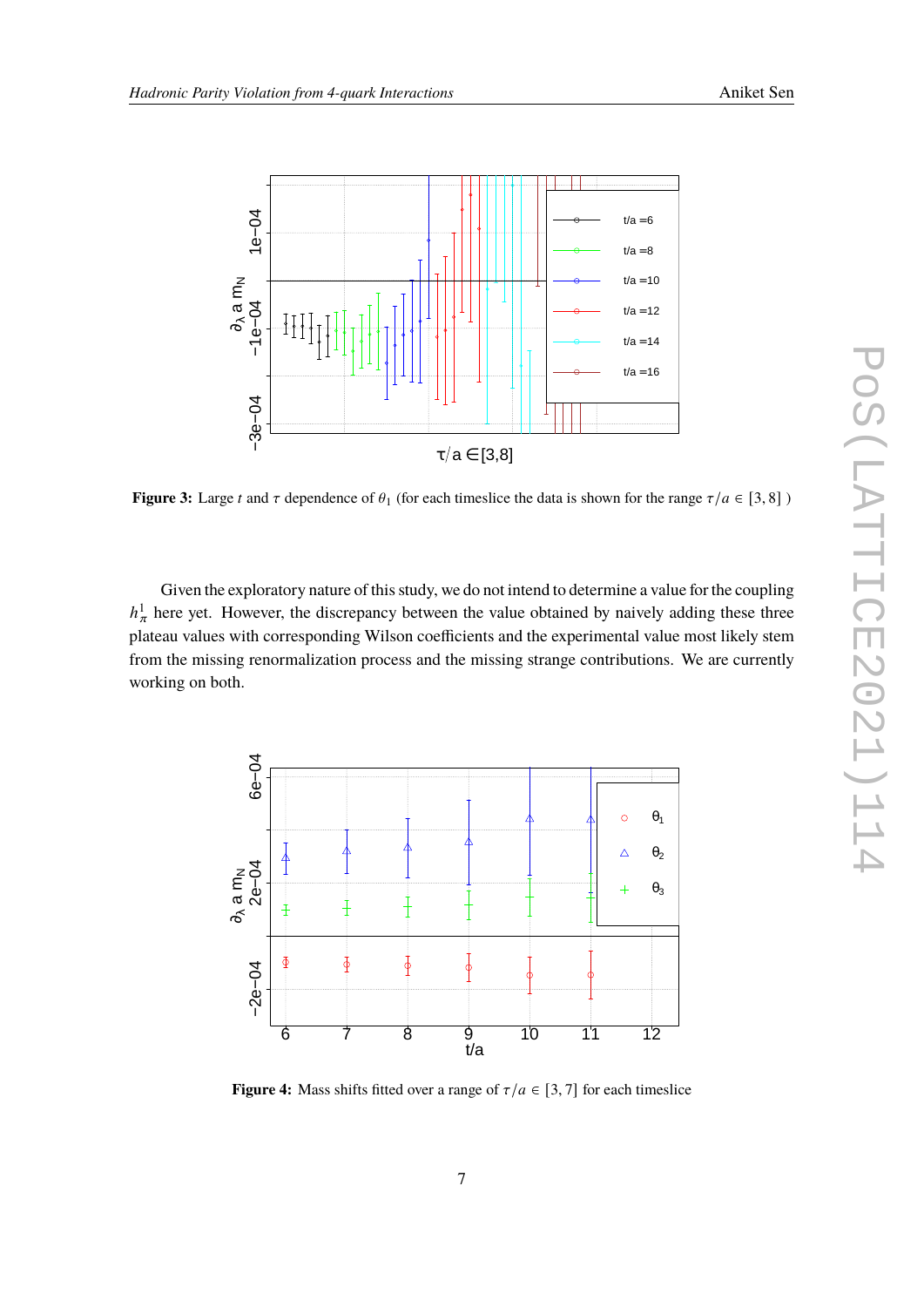Figure 3: Large $t$ and $\tau$ dependence of $\theta_1$ (for each timeslice the data is shown for the range $\tau/a \in [3, 8]$ )

Given the exploratory nature of this study, we do not intend to determine a value for the coupling $h^1_\pi$ here yet. However, the discrepancy between the value obtained by naively adding these three plateau values with corresponding Wilson coefficients and the experimental value most likely stem from the missing renormalization process and the missing strange contributions. We are currently working on both.

**Figure 4:** Mass shifts fitted over a range of $\tau/a \in [3, 7]$ for each timeslice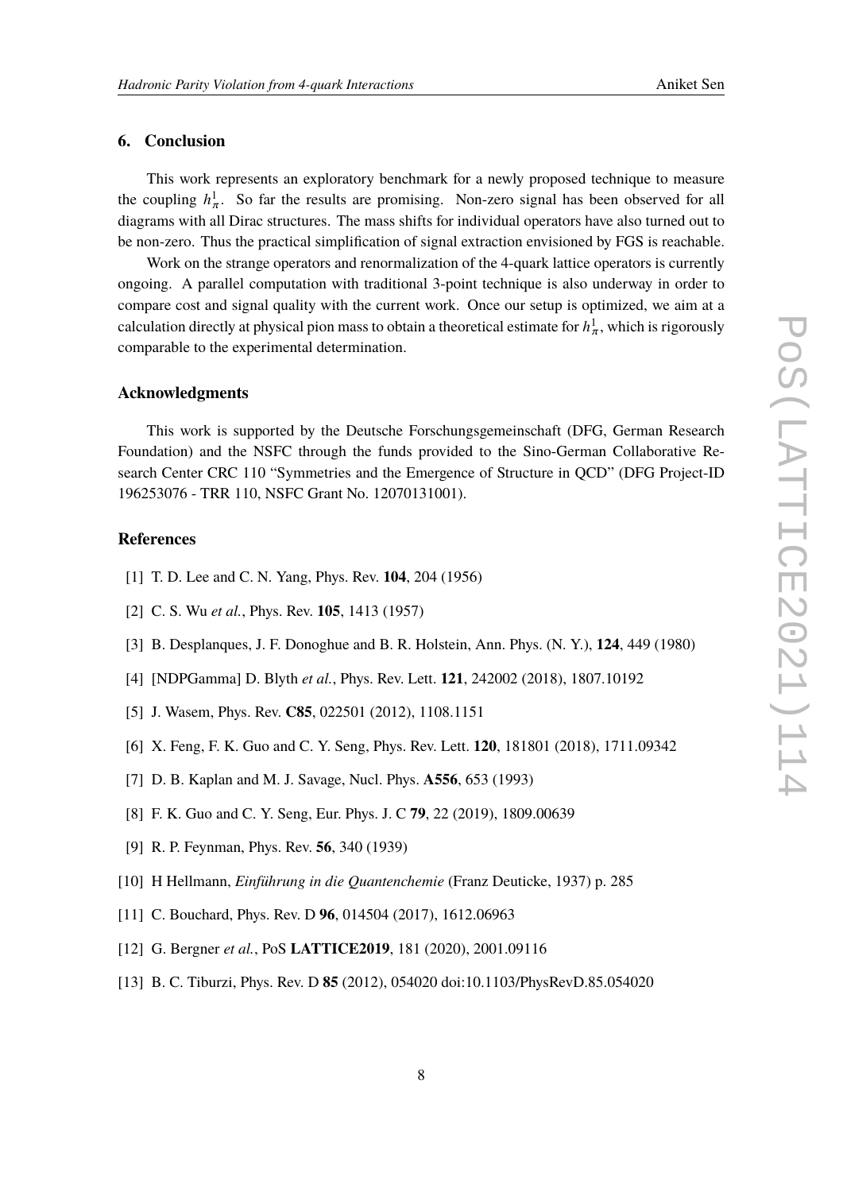## 6. Conclusion

This work represents an exploratory benchmark for a newly proposed technique to measure the coupling $h_\pi^1$. So far the results are promising. Non-zero signal has been observed for all diagrams with all Dirac structures. The mass shifts for individual operators have also turned out to be non-zero. Thus the practical simplification of signal extraction envisioned by FGS is reachable.

Work on the strange operators and renormalization of the 4-quark lattice operators is currently ongoing. A parallel computation with traditional 3-point technique is also underway in order to compare cost and signal quality with the current work. Once our setup is optimized, we aim at a calculation directly at physical pion mass to obtain a theoretical estimate for $h_\pi^1$, which is rigorously comparable to the experimental determination.

### Acknowledgments

This work is supported by the Deutsche Forschungsgemeinschaft (DFG, German Research Foundation) and the NSFC through the funds provided to the Sino-German Collaborative Research Center CRC 110 "Symmetries and the Emergence of Structure in QCD" (DFG Project-ID 196253076 - TRR 110, NSFC Grant No. 12070131001).

### References

[1] T. D. Lee and C. N. Yang, Phys. Rev. **104**, 204 (1956)

[2] C. S. Wu *et al.*, Phys. Rev. **105**, 1413 (1957)

[3] B. Desplanques, J. F. Donoghue and B. R. Holstein, Ann. Phys. (N. Y.), **124**, 449 (1980)

[4] [NDPGamma] D. Blyth *et al.*, Phys. Rev. Lett. **121**, 242002 (2018), 1807.10192

[5] J. Wasem, Phys. Rev. **C85**, 022501 (2012), 1108.1151

[6] X. Feng, F. K. Guo and C. Y. Seng, Phys. Rev. Lett. **120**, 181801 (2018), 1711.09342

[7] D. B. Kaplan and M. J. Savage, Nucl. Phys. **A556**, 653 (1993)

[8] F. K. Guo and C. Y. Seng, Eur. Phys. J. C **79**, 22 (2019), 1809.00639

[9] R. P. Feynman, Phys. Rev. **56**, 340 (1939)

[10] H Hellmann, *Einführung in die Quantenchemie* (Franz Deuticke, 1937) p. 285

[11] C. Bouchard, Phys. Rev. D **96**, 014504 (2017), 1612.06963

[12] G. Bergner *et al.*, PoS **LATTICE2019**, 181 (2020), 2001.09116

[13] B. C. Tiburzi, Phys. Rev. D **85** (2012), 054020 doi:10.1103/PhysRevD.85.054020